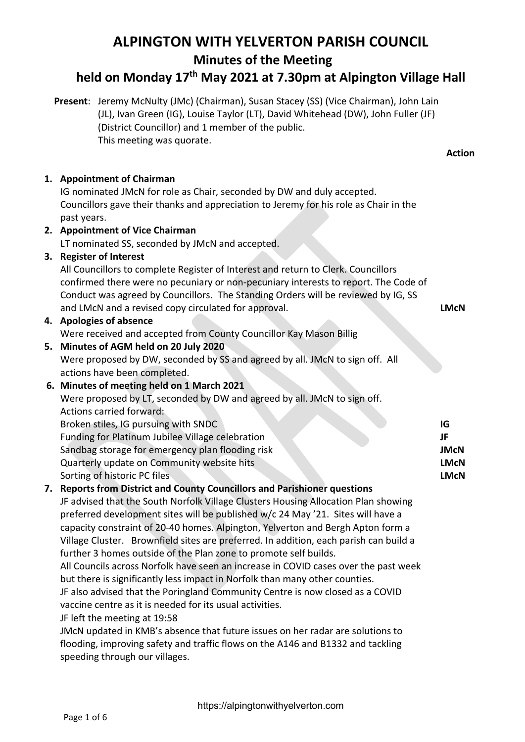# ALPINGTON WITH YELVERTON PARISH COUNCIL

## Minutes of the Meeting

## held on Monday 17th May 2021 at 7.30pm at Alpington Village Hall

**Present**: Jeremy McNulty (JMc) (Chairman), Susan Stacey (SS) (Vice Chairman), John Lain (JL), Ivan Green (IG), Louise Taylor (LT), David Whitehead (DW), John Fuller (JF) (District Councillor) and 1 member of the public.
This meeting was quorate.

**Action**

1. **Appointment of Chairman**
   IG nominated JMcN for role as Chair, seconded by DW and duly accepted. Councillors gave their thanks and appreciation to Jeremy for his role as Chair in the past years.
2. **Appointment of Vice Chairman**
   LT nominated SS, seconded by JMcN and accepted.
3. **Register of Interest**
   All Councillors to complete Register of Interest and return to Clerk. Councillors confirmed there were no pecuniary or non-pecuniary interests to report. The Code of Conduct was agreed by Councillors. The Standing Orders will be reviewed by IG, SS and LMcN and a revised copy circulated for approval. **LMcN**
4. **Apologies of absence**
   Were received and accepted from County Councillor Kay Mason Billig
5. **Minutes of AGM held on 20 July 2020**
   Were proposed by DW, seconded by SS and agreed by all. JMcN to sign off. All actions have been completed.
6. **Minutes of meeting held on 1 March 2021**
   Were proposed by LT, seconded by DW and agreed by all. JMcN to sign off.
   Actions carried forward:
   Broken stiles, IG pursuing with SNDC **IG**
   Funding for Platinum Jubilee Village celebration **JF**
   Sandbag storage for emergency plan flooding risk **JMcN**
   Quarterly update on Community website hits **LMcN**
   Sorting of historic PC files **LMcN**
7. **Reports from District and County Councillors and Parishioner questions**
   JF advised that the South Norfolk Village Clusters Housing Allocation Plan showing preferred development sites will be published w/c 24 May '21. Sites will have a capacity constraint of 20-40 homes. Alpington, Yelverton and Bergh Apton form a Village Cluster. Brownfield sites are preferred. In addition, each parish can build a further 3 homes outside of the Plan zone to promote self builds.
   All Councils across Norfolk have seen an increase in COVID cases over the past week but there is significantly less impact in Norfolk than many other counties.
   JF also advised that the Poringland Community Centre is now closed as a COVID vaccine centre as it is needed for its usual activities.
   JF left the meeting at 19:58
   JMcN updated in KMB's absence that future issues on her radar are solutions to flooding, improving safety and traffic flows on the A146 and B1332 and tackling speeding through our villages.

https://alpingtonwithyelverton.com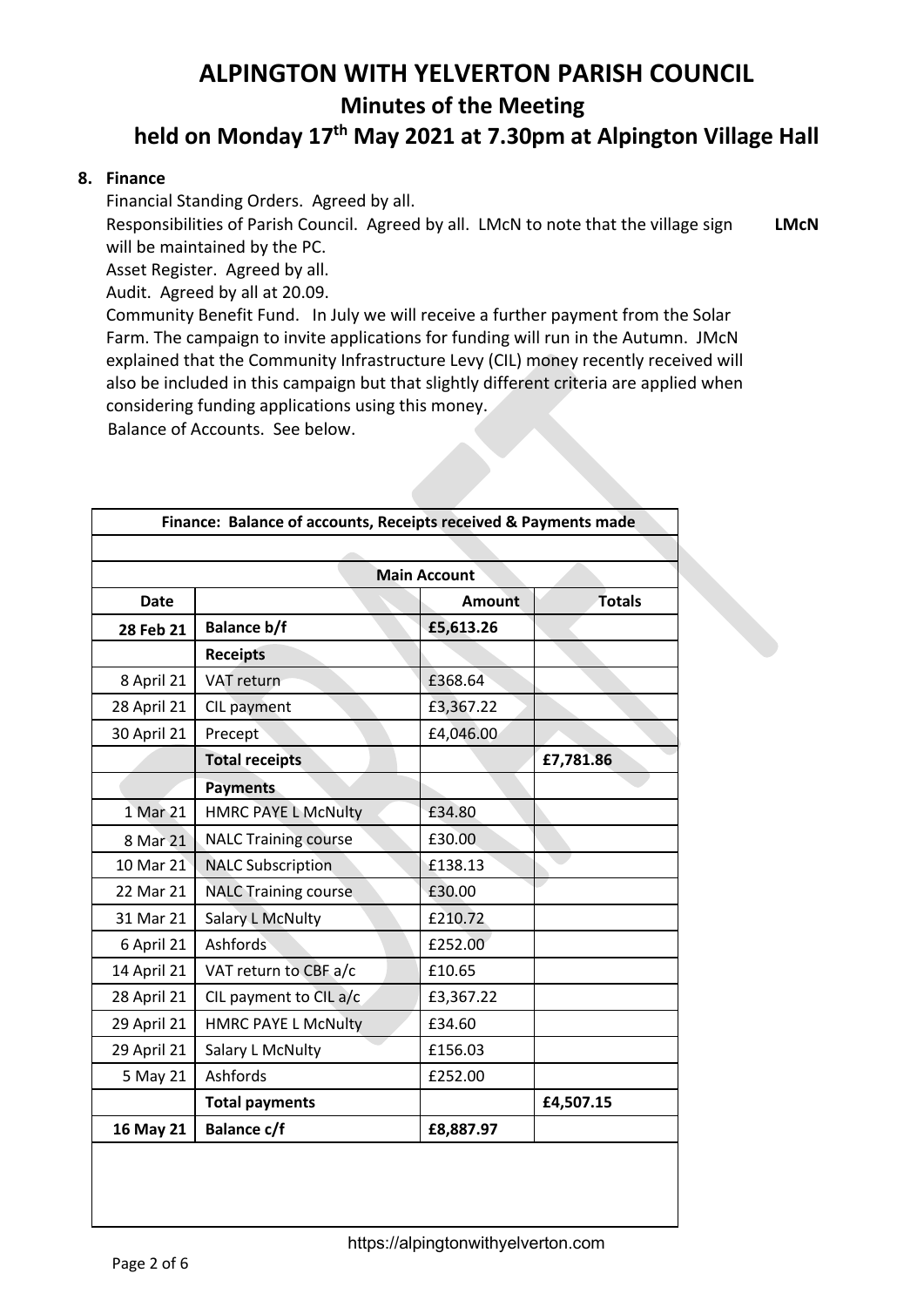# ALPINGTON WITH YELVERTON PARISH COUNCIL

## Minutes of the Meeting

## held on Monday 17th May 2021 at 7.30pm at Alpington Village Hall

**8. Finance**

Financial Standing Orders. Agreed by all.

Responsibilities of Parish Council. Agreed by all. LMcN to note that the village sign will be maintained by the PC. **LMcN**

Asset Register. Agreed by all.

Audit. Agreed by all at 20.09.

Community Benefit Fund. In July we will receive a further payment from the Solar Farm. The campaign to invite applications for funding will run in the Autumn. JMcN explained that the Community Infrastructure Levy (CIL) money recently received will also be included in this campaign but that slightly different criteria are applied when considering funding applications using this money.

Balance of Accounts. See below.

| Finance: Balance of accounts, Receipts received & Payments made | | | |
|---|---|---|---|
| | | | |
| Main Account | | | |
| **Date** | | **Amount** | **Totals** |
| **28 Feb 21** | **Balance b/f** | **£5,613.26** | |
| | **Receipts** | | |
| 8 April 21 | VAT return | £368.64 | |
| 28 April 21 | CIL payment | £3,367.22 | |
| 30 April 21 | Precept | £4,046.00 | |
| | **Total receipts** | | **£7,781.86** |
| | **Payments** | | |
| 1 Mar 21 | HMRC PAYE L McNulty | £34.80 | |
| 8 Mar 21 | NALC Training course | £30.00 | |
| 10 Mar 21 | NALC Subscription | £138.13 | |
| 22 Mar 21 | NALC Training course | £30.00 | |
| 31 Mar 21 | Salary L McNulty | £210.72 | |
| 6 April 21 | Ashfords | £252.00 | |
| 14 April 21 | VAT return to CBF a/c | £10.65 | |
| 28 April 21 | CIL payment to CIL a/c | £3,367.22 | |
| 29 April 21 | HMRC PAYE L McNulty | £34.60 | |
| 29 April 21 | Salary L McNulty | £156.03 | |
| 5 May 21 | Ashfords | £252.00 | |
| | **Total payments** | | **£4,507.15** |
| **16 May 21** | **Balance c/f** | **£8,887.97** | |

https://alpingtonwithyelverton.com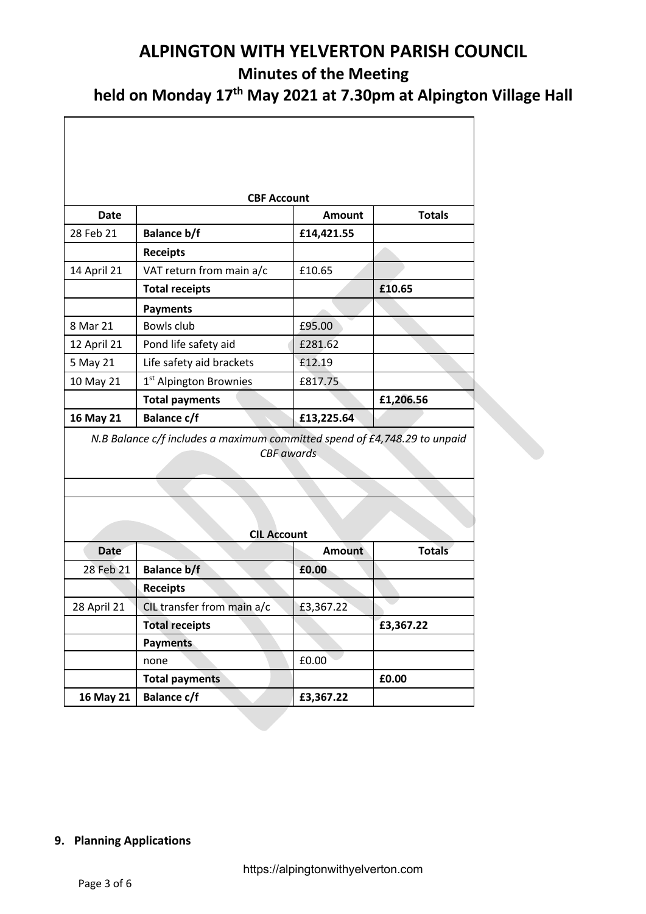# ALPINGTON WITH YELVERTON PARISH COUNCIL

## Minutes of the Meeting

## held on Monday 17th May 2021 at 7.30pm at Alpington Village Hall

**CBF Account**

| Date | | Amount | Totals |
|---|---|---|---|
| 28 Feb 21 | **Balance b/f** | **£14,421.55** | |
| | **Receipts** | | |
| 14 April 21 | VAT return from main a/c | £10.65 | |
| | **Total receipts** | | **£10.65** |
| | **Payments** | | |
| 8 Mar 21 | Bowls club | £95.00 | |
| 12 April 21 | Pond life safety aid | £281.62 | |
| 5 May 21 | Life safety aid brackets | £12.19 | |
| 10 May 21 | 1st Alpington Brownies | £817.75 | |
| | **Total payments** | | **£1,206.56** |
| **16 May 21** | **Balance c/f** | **£13,225.64** | |

*N.B Balance c/f includes a maximum committed spend of £4,748.29 to unpaid CBF awards*

**CIL Account**

| Date | | Amount | Totals |
|---|---|---|---|
| 28 Feb 21 | **Balance b/f** | **£0.00** | |
| | **Receipts** | | |
| 28 April 21 | CIL transfer from main a/c | £3,367.22 | |
| | **Total receipts** | | **£3,367.22** |
| | **Payments** | | |
| | none | £0.00 | |
| | **Total payments** | | **£0.00** |
| **16 May 21** | **Balance c/f** | **£3,367.22** | |

**9. Planning Applications**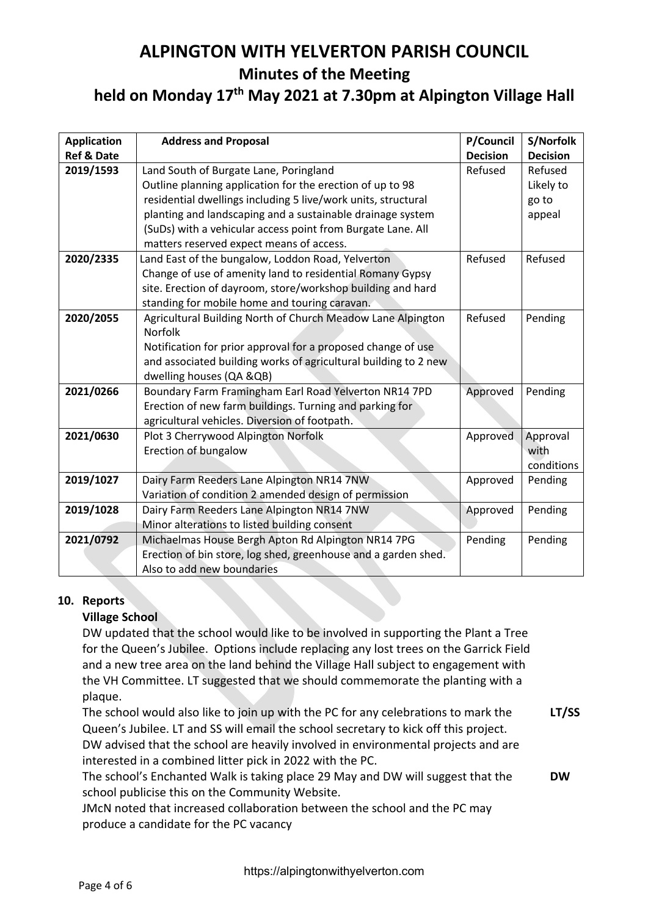# ALPINGTON WITH YELVERTON PARISH COUNCIL

## Minutes of the Meeting

## held on Monday 17th May 2021 at 7.30pm at Alpington Village Hall

| Application Ref & Date | Address and Proposal | P/Council Decision | S/Norfolk Decision |
|---|---|---|---|
| **2019/1593** | Land South of Burgate Lane, Poringland Outline planning application for the erection of up to 98 residential dwellings including 5 live/work units, structural planting and landscaping and a sustainable drainage system (SuDs) with a vehicular access point from Burgate Lane. All matters reserved expect means of access. | Refused | Refused Likely to go to appeal |
| **2020/2335** | Land East of the bungalow, Loddon Road, Yelverton Change of use of amenity land to residential Romany Gypsy site. Erection of dayroom, store/workshop building and hard standing for mobile home and touring caravan. | Refused | Refused |
| **2020/2055** | Agricultural Building North of Church Meadow Lane Alpington Norfolk Notification for prior approval for a proposed change of use and associated building works of agricultural building to 2 new dwelling houses (QA &QB) | Refused | Pending |
| **2021/0266** | Boundary Farm Framingham Earl Road Yelverton NR14 7PD Erection of new farm buildings. Turning and parking for agricultural vehicles. Diversion of footpath. | Approved | Pending |
| **2021/0630** | Plot 3 Cherrywood Alpington Norfolk Erection of bungalow | Approved | Approval with conditions |
| **2019/1027** | Dairy Farm Reeders Lane Alpington NR14 7NW Variation of condition 2 amended design of permission | Approved | Pending |
| **2019/1028** | Dairy Farm Reeders Lane Alpington NR14 7NW Minor alterations to listed building consent | Approved | Pending |
| **2021/0792** | Michaelmas House Bergh Apton Rd Alpington NR14 7PG Erection of bin store, log shed, greenhouse and a garden shed. Also to add new boundaries | Pending | Pending |

**10. Reports**

**Village School**

DW updated that the school would like to be involved in supporting the Plant a Tree for the Queen's Jubilee. Options include replacing any lost trees on the Garrick Field and a new tree area on the land behind the Village Hall subject to engagement with the VH Committee. LT suggested that we should commemorate the planting with a plaque.

The school would also like to join up with the PC for any celebrations to mark the Queen's Jubilee. LT and SS will email the school secretary to kick off this project. **LT/SS**

DW advised that the school are heavily involved in environmental projects and are interested in a combined litter pick in 2022 with the PC.

The school's Enchanted Walk is taking place 29 May and DW will suggest that the school publicise this on the Community Website. **DW**

JMcN noted that increased collaboration between the school and the PC may produce a candidate for the PC vacancy

https://alpingtonwithyelverton.com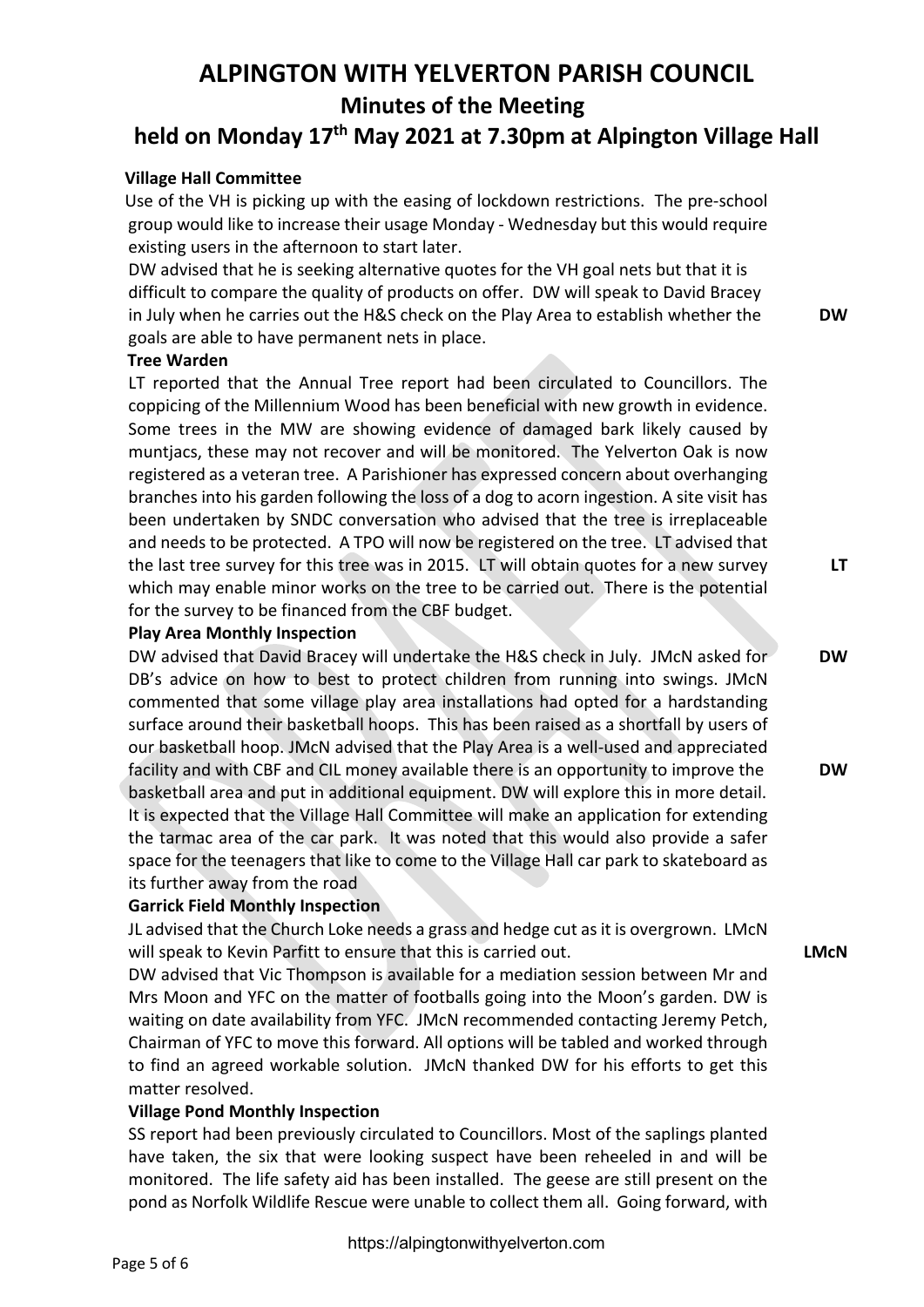# ALPINGTON WITH YELVERTON PARISH COUNCIL

## Minutes of the Meeting

## held on Monday 17th May 2021 at 7.30pm at Alpington Village Hall

**Village Hall Committee**

Use of the VH is picking up with the easing of lockdown restrictions. The pre-school group would like to increase their usage Monday - Wednesday but this would require existing users in the afternoon to start later.

DW advised that he is seeking alternative quotes for the VH goal nets but that it is difficult to compare the quality of products on offer. DW will speak to David Bracey in July when he carries out the H&S check on the Play Area to establish whether the goals are able to have permanent nets in place. **DW**

**Tree Warden**

LT reported that the Annual Tree report had been circulated to Councillors. The coppicing of the Millennium Wood has been beneficial with new growth in evidence. Some trees in the MW are showing evidence of damaged bark likely caused by muntjacs, these may not recover and will be monitored. The Yelverton Oak is now registered as a veteran tree. A Parishioner has expressed concern about overhanging branches into his garden following the loss of a dog to acorn ingestion. A site visit has been undertaken by SNDC conversation who advised that the tree is irreplaceable and needs to be protected. A TPO will now be registered on the tree. LT advised that the last tree survey for this tree was in 2015. LT will obtain quotes for a new survey which may enable minor works on the tree to be carried out. There is the potential for the survey to be financed from the CBF budget. **LT**

**Play Area Monthly Inspection**

DW advised that David Bracey will undertake the H&S check in July. JMcN asked for DB's advice on how to best to protect children from running into swings. JMcN commented that some village play area installations had opted for a hardstanding surface around their basketball hoops. This has been raised as a shortfall by users of our basketball hoop. JMcN advised that the Play Area is a well-used and appreciated facility and with CBF and CIL money available there is an opportunity to improve the basketball area and put in additional equipment. DW will explore this in more detail. It is expected that the Village Hall Committee will make an application for extending the tarmac area of the car park. It was noted that this would also provide a safer space for the teenagers that like to come to the Village Hall car park to skateboard as its further away from the road **DW** **DW**

**Garrick Field Monthly Inspection**

JL advised that the Church Loke needs a grass and hedge cut as it is overgrown. LMcN will speak to Kevin Parfitt to ensure that this is carried out. **LMcN**

DW advised that Vic Thompson is available for a mediation session between Mr and Mrs Moon and YFC on the matter of footballs going into the Moon's garden. DW is waiting on date availability from YFC. JMcN recommended contacting Jeremy Petch, Chairman of YFC to move this forward. All options will be tabled and worked through to find an agreed workable solution. JMcN thanked DW for his efforts to get this matter resolved.

**Village Pond Monthly Inspection**

SS report had been previously circulated to Councillors. Most of the saplings planted have taken, the six that were looking suspect have been reheeled in and will be monitored. The life safety aid has been installed. The geese are still present on the pond as Norfolk Wildlife Rescue were unable to collect them all. Going forward, with

https://alpingtonwithyelverton.com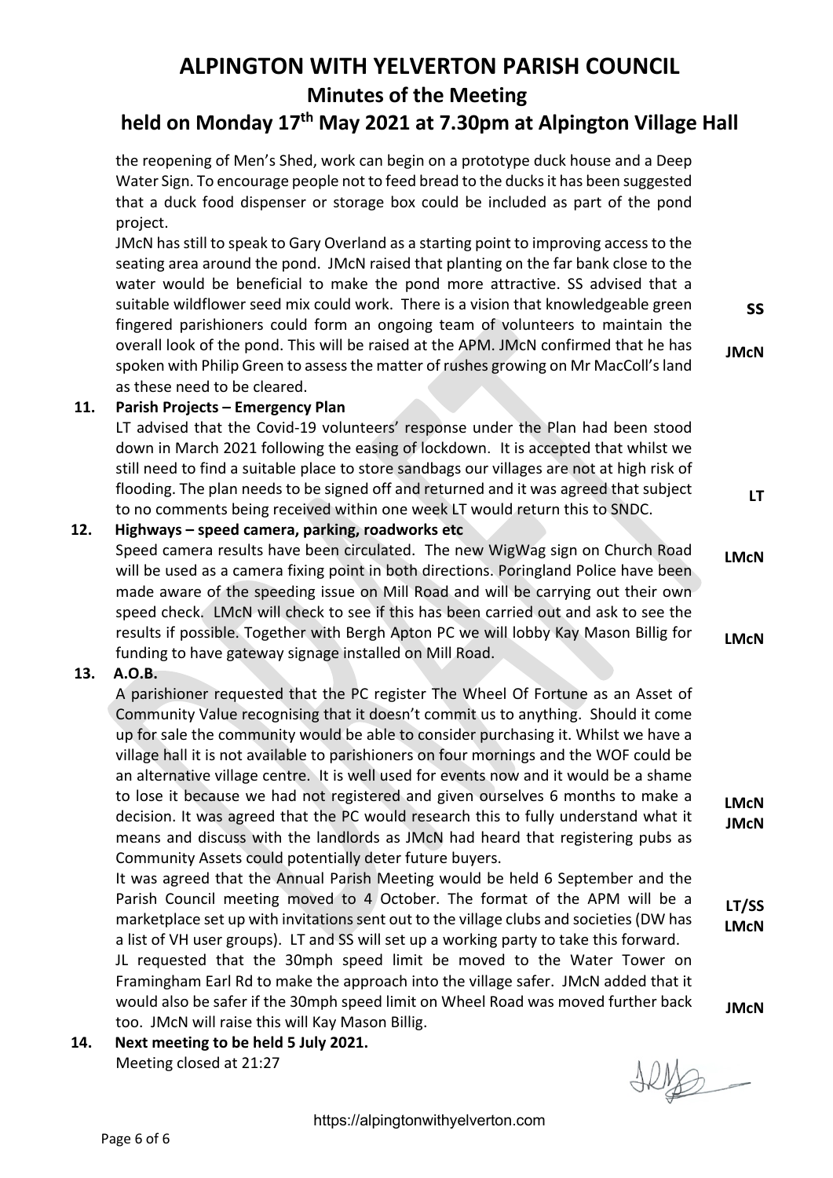# ALPINGTON WITH YELVERTON PARISH COUNCIL

## Minutes of the Meeting

## held on Monday 17th May 2021 at 7.30pm at Alpington Village Hall

the reopening of Men's Shed, work can begin on a prototype duck house and a Deep Water Sign. To encourage people not to feed bread to the ducks it has been suggested that a duck food dispenser or storage box could be included as part of the pond project.

JMcN has still to speak to Gary Overland as a starting point to improving access to the seating area around the pond. JMcN raised that planting on the far bank close to the water would be beneficial to make the pond more attractive. SS advised that a suitable wildflower seed mix could work. There is a vision that knowledgeable green fingered parishioners could form an ongoing team of volunteers to maintain the overall look of the pond. This will be raised at the APM. JMcN confirmed that he has spoken with Philip Green to assess the matter of rushes growing on Mr MacColl's land as these need to be cleared. **SS** **JMcN**

**11. Parish Projects – Emergency Plan**

LT advised that the Covid-19 volunteers' response under the Plan had been stood down in March 2021 following the easing of lockdown. It is accepted that whilst we still need to find a suitable place to store sandbags our villages are not at high risk of flooding. The plan needs to be signed off and returned and it was agreed that subject to no comments being received within one week LT would return this to SNDC. **LT**

**12. Highways – speed camera, parking, roadworks etc**

Speed camera results have been circulated. The new WigWag sign on Church Road will be used as a camera fixing point in both directions. Poringland Police have been made aware of the speeding issue on Mill Road and will be carrying out their own speed check. LMcN will check to see if this has been carried out and ask to see the results if possible. Together with Bergh Apton PC we will lobby Kay Mason Billig for funding to have gateway signage installed on Mill Road. **LMcN** **LMcN**

**13. A.O.B.**

A parishioner requested that the PC register The Wheel Of Fortune as an Asset of Community Value recognising that it doesn't commit us to anything. Should it come up for sale the community would be able to consider purchasing it. Whilst we have a village hall it is not available to parishioners on four mornings and the WOF could be an alternative village centre. It is well used for events now and it would be a shame to lose it because we had not registered and given ourselves 6 months to make a decision. It was agreed that the PC would research this to fully understand what it means and discuss with the landlords as JMcN had heard that registering pubs as Community Assets could potentially deter future buyers. **LMcN** **JMcN**

It was agreed that the Annual Parish Meeting would be held 6 September and the Parish Council meeting moved to 4 October. The format of the APM will be a marketplace set up with invitations sent out to the village clubs and societies (DW has a list of VH user groups). LT and SS will set up a working party to take this forward. **LT/SS** **LMcN**

JL requested that the 30mph speed limit be moved to the Water Tower on Framingham Earl Rd to make the approach into the village safer. JMcN added that it would also be safer if the 30mph speed limit on Wheel Road was moved further back too. JMcN will raise this will Kay Mason Billig. **JMcN**

**14. Next meeting to be held 5 July 2021.**

Meeting closed at 21:27

https://alpingtonwithyelverton.com